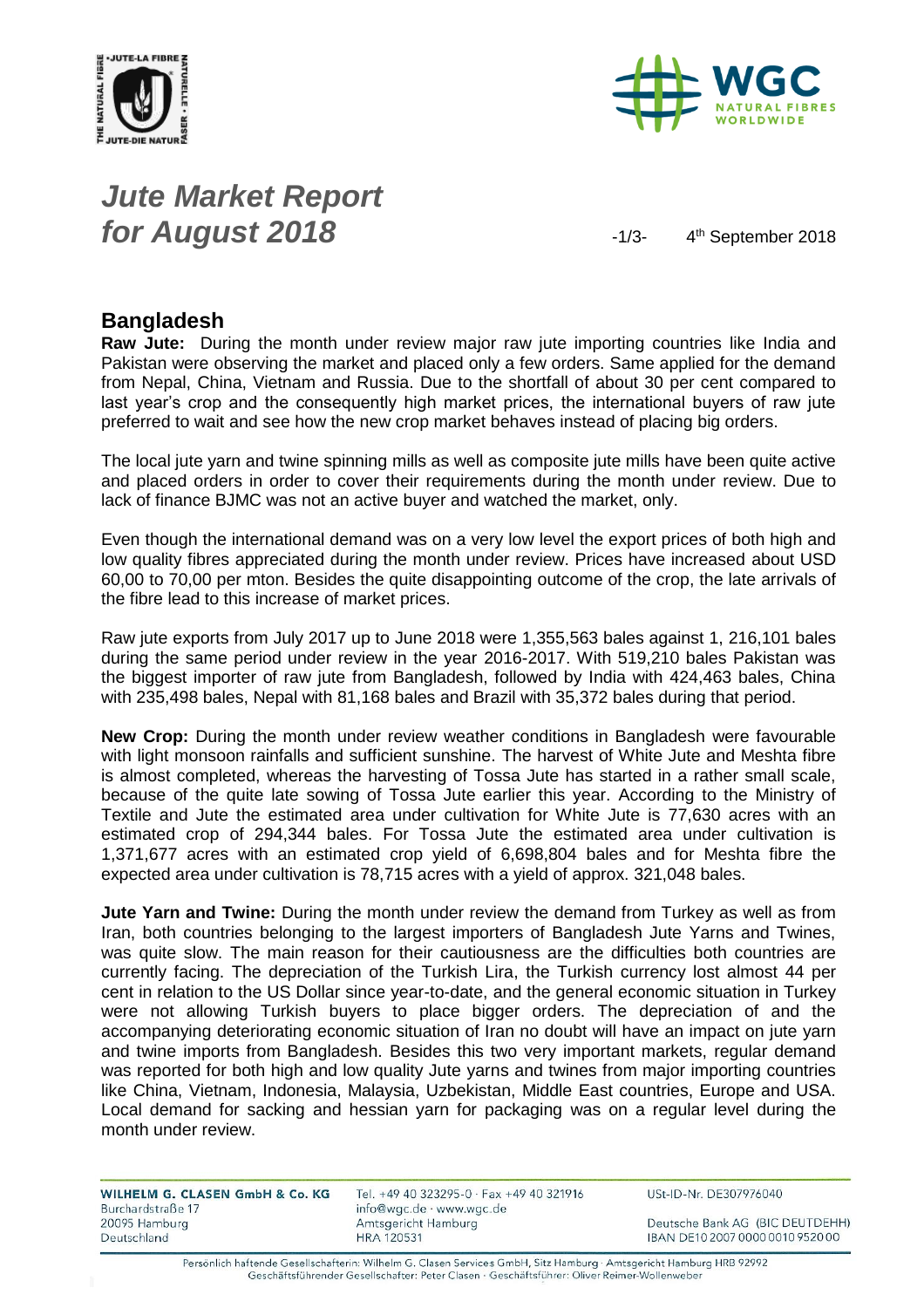# *Jute Market Report for August 2018*

4th September 2018

## Bangladesh

**Raw Jute:** During the month under review major raw jute importing countries like India and Pakistan were observing the market and placed only a few orders. Same applied for the demand from Nepal, China, Vietnam and Russia. Due to the shortfall of about 30 per cent compared to last year's crop and the consequently high market prices, the international buyers of raw jute preferred to wait and see how the new crop market behaves instead of placing big orders.

The local jute yarn and twine spinning mills as well as composite jute mills have been quite active and placed orders in order to cover their requirements during the month under review. Due to lack of finance BJMC was not an active buyer and watched the market, only.

Even though the international demand was on a very low level the export prices of both high and low quality fibres appreciated during the month under review. Prices have increased about USD 60,00 to 70,00 per mton. Besides the quite disappointing outcome of the crop, the late arrivals of the fibre lead to this increase of market prices.

Raw jute exports from July 2017 up to June 2018 were 1,355,563 bales against 1, 216,101 bales during the same period under review in the year 2016-2017. With 519,210 bales Pakistan was the biggest importer of raw jute from Bangladesh, followed by India with 424,463 bales, China with 235,498 bales, Nepal with 81,168 bales and Brazil with 35,372 bales during that period.

**New Crop:** During the month under review weather conditions in Bangladesh were favourable with light monsoon rainfalls and sufficient sunshine. The harvest of White Jute and Meshta fibre is almost completed, whereas the harvesting of Tossa Jute has started in a rather small scale, because of the quite late sowing of Tossa Jute earlier this year. According to the Ministry of Textile and Jute the estimated area under cultivation for White Jute is 77,630 acres with an estimated crop of 294,344 bales. For Tossa Jute the estimated area under cultivation is 1,371,677 acres with an estimated crop yield of 6,698,804 bales and for Meshta fibre the expected area under cultivation is 78,715 acres with a yield of approx. 321,048 bales.

**Jute Yarn and Twine:** During the month under review the demand from Turkey as well as from Iran, both countries belonging to the largest importers of Bangladesh Jute Yarns and Twines, was quite slow. The main reason for their cautiousness are the difficulties both countries are currently facing. The depreciation of the Turkish Lira, the Turkish currency lost almost 44 per cent in relation to the US Dollar since year-to-date, and the general economic situation in Turkey were not allowing Turkish buyers to place bigger orders. The depreciation of and the accompanying deteriorating economic situation of Iran no doubt will have an impact on jute yarn and twine imports from Bangladesh. Besides this two very important markets, regular demand was reported for both high and low quality Jute yarns and twines from major importing countries like China, Vietnam, Indonesia, Malaysia, Uzbekistan, Middle East countries, Europe and USA. Local demand for sacking and hessian yarn for packaging was on a regular level during the month under review.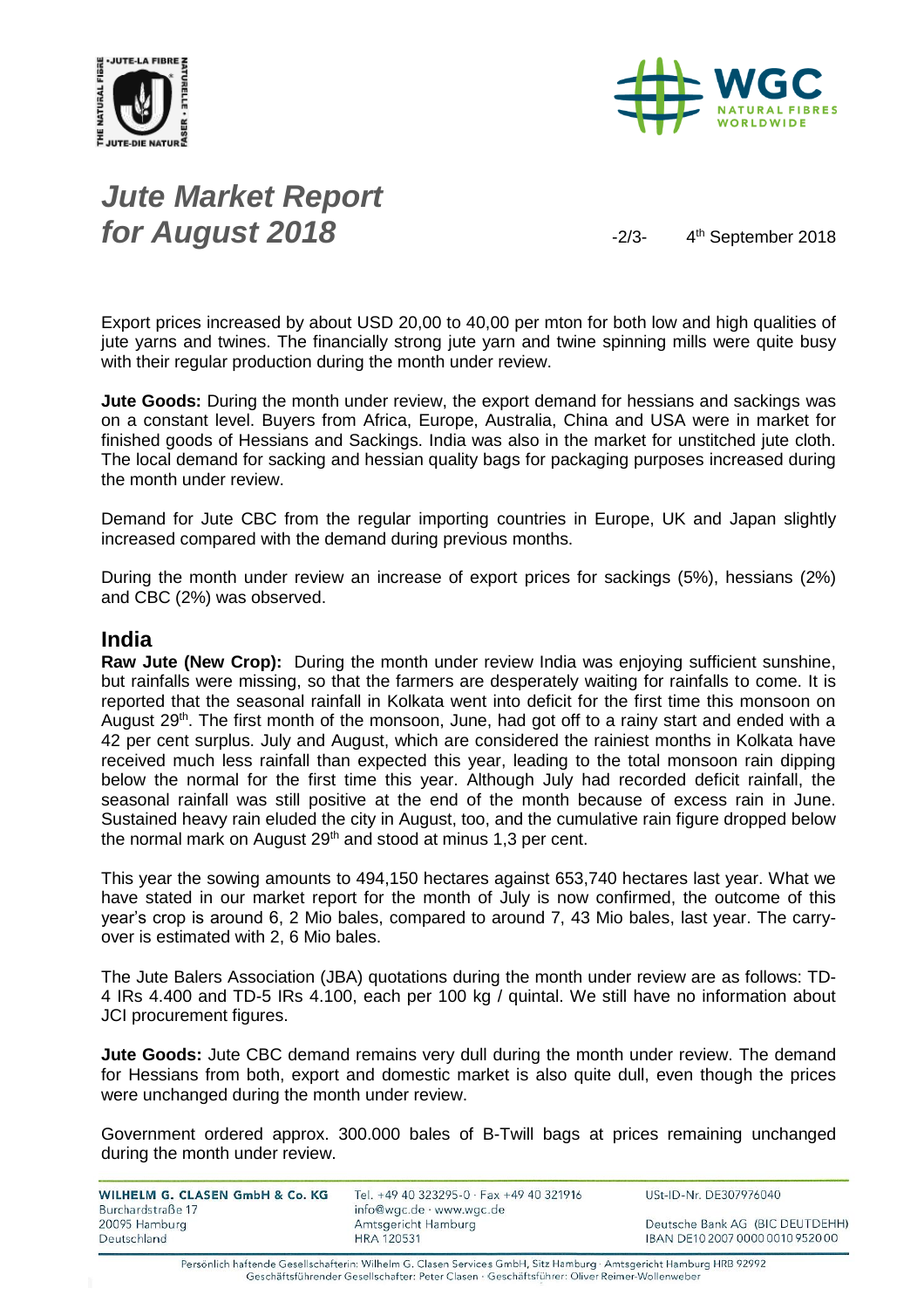Export prices increased by about USD 20,00 to 40,00 per mton for both low and high qualities of jute yarns and twines. The financially strong jute yarn and twine spinning mills were quite busy with their regular production during the month under review.

**Jute Goods:** During the month under review, the export demand for hessians and sackings was on a constant level. Buyers from Africa, Europe, Australia, China and USA were in market for finished goods of Hessians and Sackings. India was also in the market for unstitched jute cloth. The local demand for sacking and hessian quality bags for packaging purposes increased during the month under review.

Demand for Jute CBC from the regular importing countries in Europe, UK and Japan slightly increased compared with the demand during previous months.

During the month under review an increase of export prices for sackings (5%), hessians (2%) and CBC (2%) was observed.

## India

**Raw Jute (New Crop):** During the month under review India was enjoying sufficient sunshine, but rainfalls were missing, so that the farmers are desperately waiting for rainfalls to come. It is reported that the seasonal rainfall in Kolkata went into deficit for the first time this monsoon on August 29th. The first month of the monsoon, June, had got off to a rainy start and ended with a 42 per cent surplus. July and August, which are considered the rainiest months in Kolkata have received much less rainfall than expected this year, leading to the total monsoon rain dipping below the normal for the first time this year. Although July had recorded deficit rainfall, the seasonal rainfall was still positive at the end of the month because of excess rain in June. Sustained heavy rain eluded the city in August, too, and the cumulative rain figure dropped below the normal mark on August 29th and stood at minus 1,3 per cent.

This year the sowing amounts to 494,150 hectares against 653,740 hectares last year. What we have stated in our market report for the month of July is now confirmed, the outcome of this year's crop is around 6, 2 Mio bales, compared to around 7, 43 Mio bales, last year. The carry-over is estimated with 2, 6 Mio bales.

The Jute Balers Association (JBA) quotations during the month under review are as follows: TD-4 IRs 4.400 and TD-5 IRs 4.100, each per 100 kg / quintal. We still have no information about JCI procurement figures.

**Jute Goods:** Jute CBC demand remains very dull during the month under review. The demand for Hessians from both, export and domestic market is also quite dull, even though the prices were unchanged during the month under review.

Government ordered approx. 300.000 bales of B-Twill bags at prices remaining unchanged during the month under review.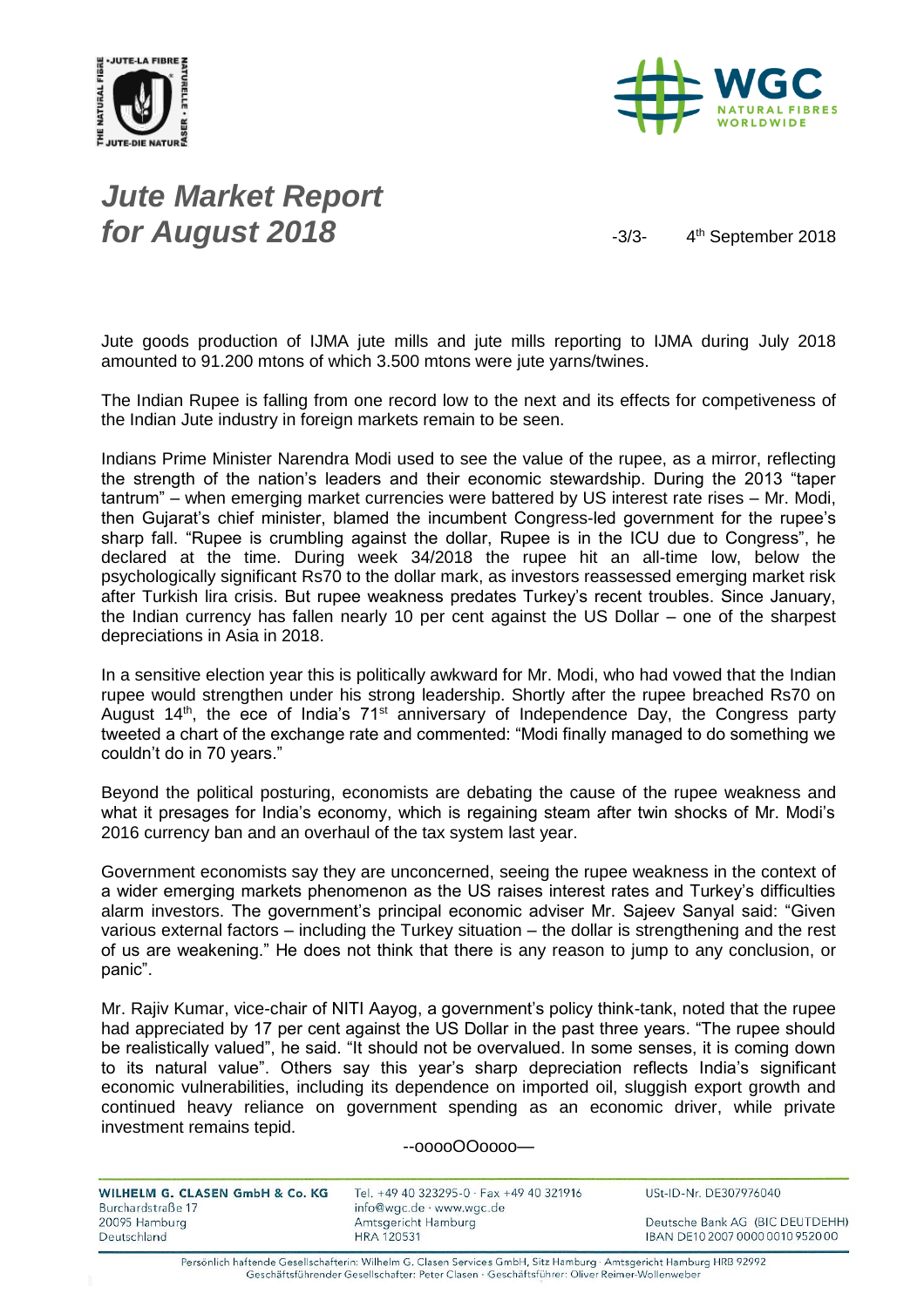# *Jute Market Report for August 2018*

4th September 2018

Jute goods production of IJMA jute mills and jute mills reporting to IJMA during July 2018 amounted to 91.200 mtons of which 3.500 mtons were jute yarns/twines.

The Indian Rupee is falling from one record low to the next and its effects for competiveness of the Indian Jute industry in foreign markets remain to be seen.

Indians Prime Minister Narendra Modi used to see the value of the rupee, as a mirror, reflecting the strength of the nation's leaders and their economic stewardship. During the 2013 "taper tantrum" – when emerging market currencies were battered by US interest rate rises – Mr. Modi, then Gujarat's chief minister, blamed the incumbent Congress-led government for the rupee's sharp fall. "Rupee is crumbling against the dollar, Rupee is in the ICU due to Congress", he declared at the time. During week 34/2018 the rupee hit an all-time low, below the psychologically significant Rs70 to the dollar mark, as investors reassessed emerging market risk after Turkish lira crisis. But rupee weakness predates Turkey's recent troubles. Since January, the Indian currency has fallen nearly 10 per cent against the US Dollar – one of the sharpest depreciations in Asia in 2018.

In a sensitive election year this is politically awkward for Mr. Modi, who had vowed that the Indian rupee would strengthen under his strong leadership. Shortly after the rupee breached Rs70 on August 14th, the ece of India's 71st anniversary of Independence Day, the Congress party tweeted a chart of the exchange rate and commented: "Modi finally managed to do something we couldn't do in 70 years."

Beyond the political posturing, economists are debating the cause of the rupee weakness and what it presages for India's economy, which is regaining steam after twin shocks of Mr. Modi's 2016 currency ban and an overhaul of the tax system last year.

Government economists say they are unconcerned, seeing the rupee weakness in the context of a wider emerging markets phenomenon as the US raises interest rates and Turkey's difficulties alarm investors. The government's principal economic adviser Mr. Sajeev Sanyal said: "Given various external factors – including the Turkey situation – the dollar is strengthening and the rest of us are weakening." He does not think that there is any reason to jump to any conclusion, or panic".

Mr. Rajiv Kumar, vice-chair of NITI Aayog, a government's policy think-tank, noted that the rupee had appreciated by 17 per cent against the US Dollar in the past three years. "The rupee should be realistically valued", he said. "It should not be overvalued. In some senses, it is coming down to its natural value". Others say this year's sharp depreciation reflects India's significant economic vulnerabilities, including its dependence on imported oil, sluggish export growth and continued heavy reliance on government spending as an economic driver, while private investment remains tepid.

--ooooOOoooo—

**WILHELM G. CLASEN GmbH & Co. KG**
Burchardstraße 17
20095 Hamburg
Deutschland

Tel. +49 40 323295-0 · Fax +49 40 321916
info@wgc.de · www.wgc.de
Amtsgericht Hamburg
HRA 120531

USt-ID-Nr. DE307976040

Deutsche Bank AG (BIC DEUTDEHH)
IBAN DE10 2007 0000 0010 9520 00

Persönlich haftende Gesellschafterin: Wilhelm G. Clasen Services GmbH, Sitz Hamburg · Amtsgericht Hamburg HRB 92992
Geschäftsführender Gesellschafter: Peter Clasen · Geschäftsführer: Oliver Reimer-Wollenweber